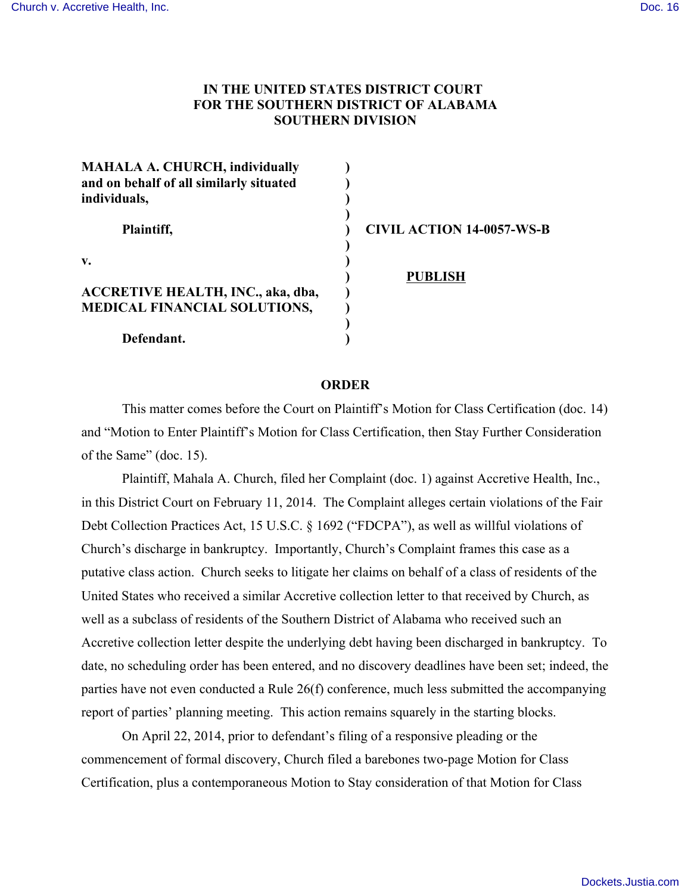**IN THE UNITED STATES DISTRICT COURT**
**FOR THE SOUTHERN DISTRICT OF ALABAMA**
**SOUTHERN DIVISION**

| | | |
|---|---|---|
| **MAHALA A. CHURCH, individually and on behalf of all similarly situated individuals,** | ) | |
| | ) | |
| **Plaintiff,** | ) | **CIVIL ACTION 14-0057-WS-B** |
| | ) | |
| **v.** | ) | |
| | ) | **PUBLISH** |
| **ACCRETIVE HEALTH, INC., aka, dba, MEDICAL FINANCIAL SOLUTIONS,** | ) | |
| | ) | |
| **Defendant.** | ) | |

**ORDER**

This matter comes before the Court on Plaintiff's Motion for Class Certification (doc. 14) and "Motion to Enter Plaintiff's Motion for Class Certification, then Stay Further Consideration of the Same" (doc. 15).

Plaintiff, Mahala A. Church, filed her Complaint (doc. 1) against Accretive Health, Inc., in this District Court on February 11, 2014. The Complaint alleges certain violations of the Fair Debt Collection Practices Act, 15 U.S.C. § 1692 ("FDCPA"), as well as willful violations of Church's discharge in bankruptcy. Importantly, Church's Complaint frames this case as a putative class action. Church seeks to litigate her claims on behalf of a class of residents of the United States who received a similar Accretive collection letter to that received by Church, as well as a subclass of residents of the Southern District of Alabama who received such an Accretive collection letter despite the underlying debt having been discharged in bankruptcy. To date, no scheduling order has been entered, and no discovery deadlines have been set; indeed, the parties have not even conducted a Rule 26(f) conference, much less submitted the accompanying report of parties' planning meeting. This action remains squarely in the starting blocks.

On April 22, 2014, prior to defendant's filing of a responsive pleading or the commencement of formal discovery, Church filed a barebones two-page Motion for Class Certification, plus a contemporaneous Motion to Stay consideration of that Motion for Class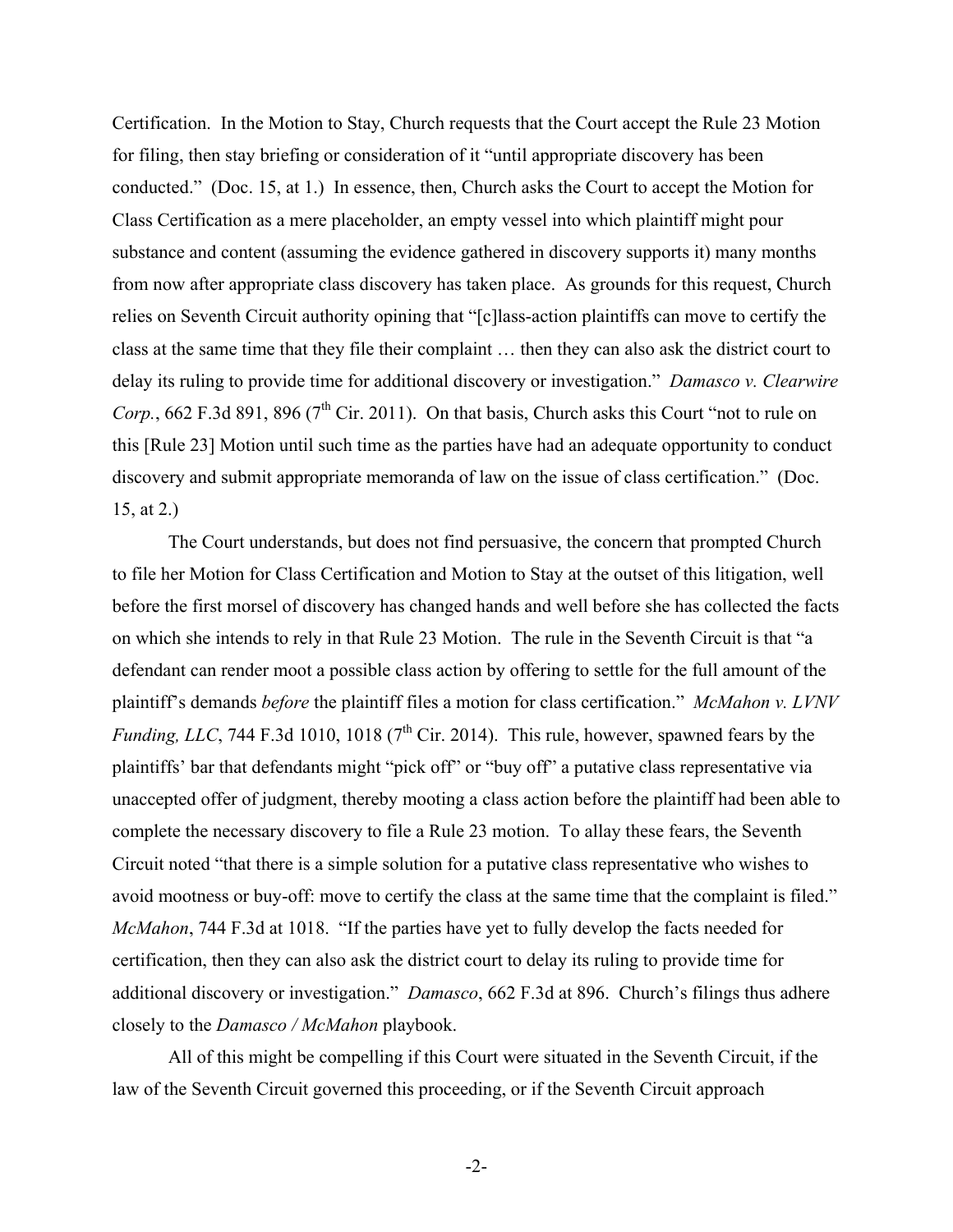Certification. In the Motion to Stay, Church requests that the Court accept the Rule 23 Motion for filing, then stay briefing or consideration of it "until appropriate discovery has been conducted." (Doc. 15, at 1.) In essence, then, Church asks the Court to accept the Motion for Class Certification as a mere placeholder, an empty vessel into which plaintiff might pour substance and content (assuming the evidence gathered in discovery supports it) many months from now after appropriate class discovery has taken place. As grounds for this request, Church relies on Seventh Circuit authority opining that "[c]lass-action plaintiffs can move to certify the class at the same time that they file their complaint … then they can also ask the district court to delay its ruling to provide time for additional discovery or investigation." *Damasco v. Clearwire Corp.*, 662 F.3d 891, 896 (7th Cir. 2011). On that basis, Church asks this Court "not to rule on this [Rule 23] Motion until such time as the parties have had an adequate opportunity to conduct discovery and submit appropriate memoranda of law on the issue of class certification." (Doc. 15, at 2.)

The Court understands, but does not find persuasive, the concern that prompted Church to file her Motion for Class Certification and Motion to Stay at the outset of this litigation, well before the first morsel of discovery has changed hands and well before she has collected the facts on which she intends to rely in that Rule 23 Motion. The rule in the Seventh Circuit is that "a defendant can render moot a possible class action by offering to settle for the full amount of the plaintiff's demands *before* the plaintiff files a motion for class certification." *McMahon v. LVNV Funding, LLC*, 744 F.3d 1010, 1018 (7th Cir. 2014). This rule, however, spawned fears by the plaintiffs' bar that defendants might "pick off" or "buy off" a putative class representative via unaccepted offer of judgment, thereby mooting a class action before the plaintiff had been able to complete the necessary discovery to file a Rule 23 motion. To allay these fears, the Seventh Circuit noted "that there is a simple solution for a putative class representative who wishes to avoid mootness or buy-off: move to certify the class at the same time that the complaint is filed." *McMahon*, 744 F.3d at 1018. "If the parties have yet to fully develop the facts needed for certification, then they can also ask the district court to delay its ruling to provide time for additional discovery or investigation." *Damasco*, 662 F.3d at 896. Church's filings thus adhere closely to the *Damasco / McMahon* playbook.

All of this might be compelling if this Court were situated in the Seventh Circuit, if the law of the Seventh Circuit governed this proceeding, or if the Seventh Circuit approach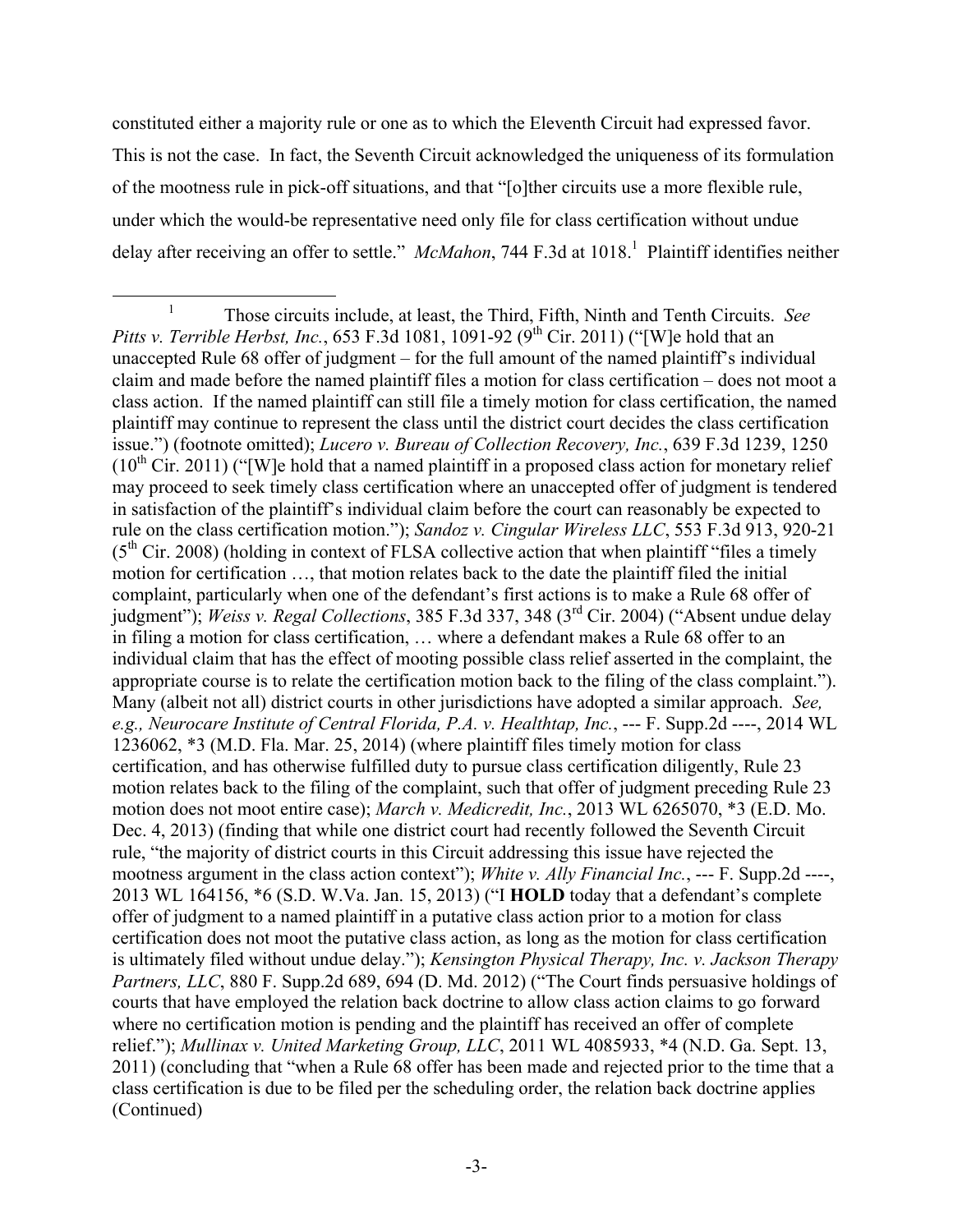constituted either a majority rule or one as to which the Eleventh Circuit had expressed favor. This is not the case. In fact, the Seventh Circuit acknowledged the uniqueness of its formulation of the mootness rule in pick-off situations, and that "[o]ther circuits use a more flexible rule, under which the would-be representative need only file for class certification without undue delay after receiving an offer to settle." *McMahon*, 744 F.3d at 1018.[1] Plaintiff identifies neither

---

[1] Those circuits include, at least, the Third, Fifth, Ninth and Tenth Circuits. *See Pitts v. Terrible Herbst, Inc.*, 653 F.3d 1081, 1091-92 (9th Cir. 2011) ("[W]e hold that an unaccepted Rule 68 offer of judgment – for the full amount of the named plaintiff's individual claim and made before the named plaintiff files a motion for class certification – does not moot a class action. If the named plaintiff can still file a timely motion for class certification, the named plaintiff may continue to represent the class until the district court decides the class certification issue.") (footnote omitted); *Lucero v. Bureau of Collection Recovery, Inc.*, 639 F.3d 1239, 1250 (10th Cir. 2011) ("[W]e hold that a named plaintiff in a proposed class action for monetary relief may proceed to seek timely class certification where an unaccepted offer of judgment is tendered in satisfaction of the plaintiff's individual claim before the court can reasonably be expected to rule on the class certification motion."); *Sandoz v. Cingular Wireless LLC*, 553 F.3d 913, 920-21 (5th Cir. 2008) (holding in context of FLSA collective action that when plaintiff "files a timely motion for certification …, that motion relates back to the date the plaintiff filed the initial complaint, particularly when one of the defendant's first actions is to make a Rule 68 offer of judgment"); *Weiss v. Regal Collections*, 385 F.3d 337, 348 (3rd Cir. 2004) ("Absent undue delay in filing a motion for class certification, … where a defendant makes a Rule 68 offer to an individual claim that has the effect of mooting possible class relief asserted in the complaint, the appropriate course is to relate the certification motion back to the filing of the class complaint."). Many (albeit not all) district courts in other jurisdictions have adopted a similar approach. *See, e.g., Neurocare Institute of Central Florida, P.A. v. Healthtap, Inc.*, --- F. Supp.2d ----, 2014 WL 1236062, *3 (M.D. Fla. Mar. 25, 2014) (where plaintiff files timely motion for class certification, and has otherwise fulfilled duty to pursue class certification diligently, Rule 23 motion relates back to the filing of the complaint, such that offer of judgment preceding Rule 23 motion does not moot entire case); *March v. Medicredit, Inc.*, 2013 WL 6265070, *3 (E.D. Mo. Dec. 4, 2013) (finding that while one district court had recently followed the Seventh Circuit rule, "the majority of district courts in this Circuit addressing this issue have rejected the mootness argument in the class action context"); *White v. Ally Financial Inc.*, --- F. Supp.2d ----, 2013 WL 164156, *6 (S.D. W.Va. Jan. 15, 2013) ("I **HOLD** today that a defendant's complete offer of judgment to a named plaintiff in a putative class action prior to a motion for class certification does not moot the putative class action, as long as the motion for class certification is ultimately filed without undue delay."); *Kensington Physical Therapy, Inc. v. Jackson Therapy Partners, LLC*, 880 F. Supp.2d 689, 694 (D. Md. 2012) ("The Court finds persuasive holdings of courts that have employed the relation back doctrine to allow class action claims to go forward where no certification motion is pending and the plaintiff has received an offer of complete relief."); *Mullinax v. United Marketing Group, LLC*, 2011 WL 4085933, *4 (N.D. Ga. Sept. 13, 2011) (concluding that "when a Rule 68 offer has been made and rejected prior to the time that a class certification is due to be filed per the scheduling order, the relation back doctrine applies (Continued)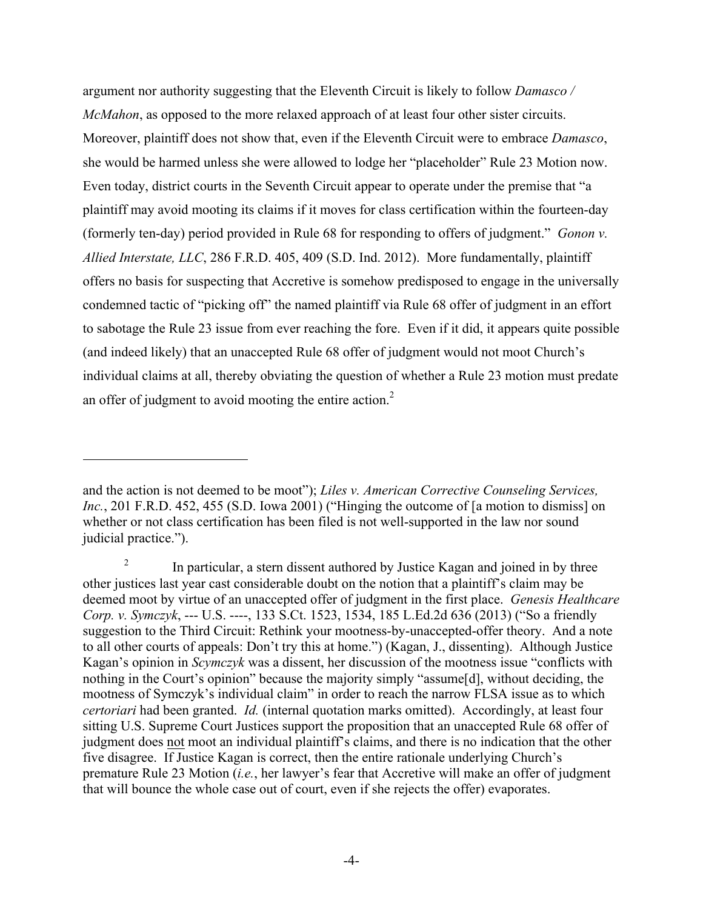argument nor authority suggesting that the Eleventh Circuit is likely to follow *Damasco / McMahon*, as opposed to the more relaxed approach of at least four other sister circuits. Moreover, plaintiff does not show that, even if the Eleventh Circuit were to embrace *Damasco*, she would be harmed unless she were allowed to lodge her "placeholder" Rule 23 Motion now. Even today, district courts in the Seventh Circuit appear to operate under the premise that "a plaintiff may avoid mooting its claims if it moves for class certification within the fourteen-day (formerly ten-day) period provided in Rule 68 for responding to offers of judgment." *Gonon v. Allied Interstate, LLC*, 286 F.R.D. 405, 409 (S.D. Ind. 2012). More fundamentally, plaintiff offers no basis for suspecting that Accretive is somehow predisposed to engage in the universally condemned tactic of "picking off" the named plaintiff via Rule 68 offer of judgment in an effort to sabotage the Rule 23 issue from ever reaching the fore. Even if it did, it appears quite possible (and indeed likely) that an unaccepted Rule 68 offer of judgment would not moot Church's individual claims at all, thereby obviating the question of whether a Rule 23 motion must predate an offer of judgment to avoid mooting the entire action.[2]

---

and the action is not deemed to be moot"); *Liles v. American Corrective Counseling Services, Inc.*, 201 F.R.D. 452, 455 (S.D. Iowa 2001) ("Hinging the outcome of [a motion to dismiss] on whether or not class certification has been filed is not well-supported in the law nor sound judicial practice.").

[2] In particular, a stern dissent authored by Justice Kagan and joined in by three other justices last year cast considerable doubt on the notion that a plaintiff's claim may be deemed moot by virtue of an unaccepted offer of judgment in the first place. *Genesis Healthcare Corp. v. Symczyk*, --- U.S. ----, 133 S.Ct. 1523, 1534, 185 L.Ed.2d 636 (2013) ("So a friendly suggestion to the Third Circuit: Rethink your mootness-by-unaccepted-offer theory. And a note to all other courts of appeals: Don't try this at home.") (Kagan, J., dissenting). Although Justice Kagan's opinion in *Scymczyk* was a dissent, her discussion of the mootness issue "conflicts with nothing in the Court's opinion" because the majority simply "assume[d], without deciding, the mootness of Symczyk's individual claim" in order to reach the narrow FLSA issue as to which *certoriari* had been granted. *Id.* (internal quotation marks omitted). Accordingly, at least four sitting U.S. Supreme Court Justices support the proposition that an unaccepted Rule 68 offer of judgment does not moot an individual plaintiff's claims, and there is no indication that the other five disagree. If Justice Kagan is correct, then the entire rationale underlying Church's premature Rule 23 Motion (*i.e.*, her lawyer's fear that Accretive will make an offer of judgment that will bounce the whole case out of court, even if she rejects the offer) evaporates.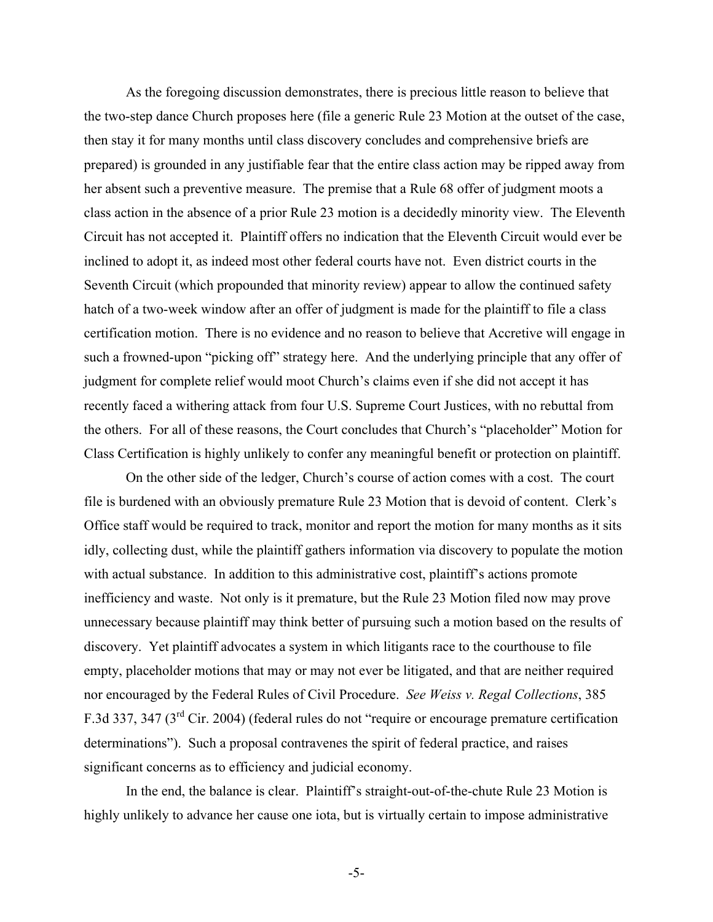As the foregoing discussion demonstrates, there is precious little reason to believe that the two-step dance Church proposes here (file a generic Rule 23 Motion at the outset of the case, then stay it for many months until class discovery concludes and comprehensive briefs are prepared) is grounded in any justifiable fear that the entire class action may be ripped away from her absent such a preventive measure. The premise that a Rule 68 offer of judgment moots a class action in the absence of a prior Rule 23 motion is a decidedly minority view. The Eleventh Circuit has not accepted it. Plaintiff offers no indication that the Eleventh Circuit would ever be inclined to adopt it, as indeed most other federal courts have not. Even district courts in the Seventh Circuit (which propounded that minority review) appear to allow the continued safety hatch of a two-week window after an offer of judgment is made for the plaintiff to file a class certification motion. There is no evidence and no reason to believe that Accretive will engage in such a frowned-upon "picking off" strategy here. And the underlying principle that any offer of judgment for complete relief would moot Church's claims even if she did not accept it has recently faced a withering attack from four U.S. Supreme Court Justices, with no rebuttal from the others. For all of these reasons, the Court concludes that Church's "placeholder" Motion for Class Certification is highly unlikely to confer any meaningful benefit or protection on plaintiff.

On the other side of the ledger, Church's course of action comes with a cost. The court file is burdened with an obviously premature Rule 23 Motion that is devoid of content. Clerk's Office staff would be required to track, monitor and report the motion for many months as it sits idly, collecting dust, while the plaintiff gathers information via discovery to populate the motion with actual substance. In addition to this administrative cost, plaintiff's actions promote inefficiency and waste. Not only is it premature, but the Rule 23 Motion filed now may prove unnecessary because plaintiff may think better of pursuing such a motion based on the results of discovery. Yet plaintiff advocates a system in which litigants race to the courthouse to file empty, placeholder motions that may or may not ever be litigated, and that are neither required nor encouraged by the Federal Rules of Civil Procedure. *See Weiss v. Regal Collections*, 385 F.3d 337, 347 (3rd Cir. 2004) (federal rules do not "require or encourage premature certification determinations"). Such a proposal contravenes the spirit of federal practice, and raises significant concerns as to efficiency and judicial economy.

In the end, the balance is clear. Plaintiff's straight-out-of-the-chute Rule 23 Motion is highly unlikely to advance her cause one iota, but is virtually certain to impose administrative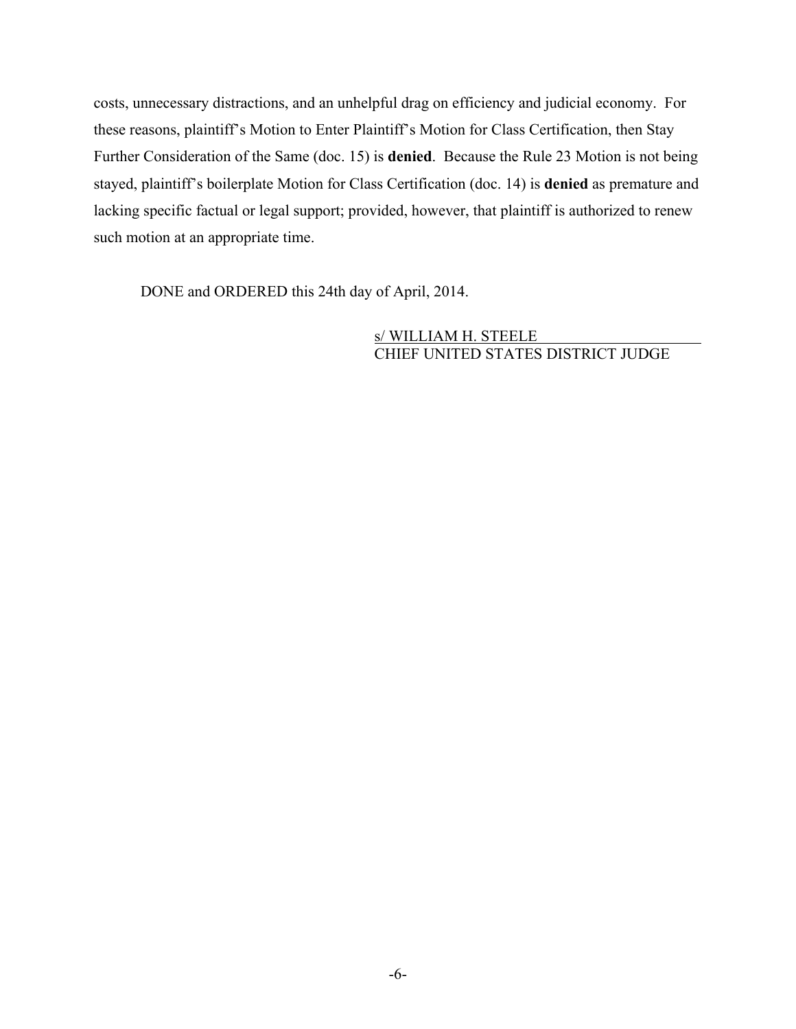costs, unnecessary distractions, and an unhelpful drag on efficiency and judicial economy. For these reasons, plaintiff's Motion to Enter Plaintiff's Motion for Class Certification, then Stay Further Consideration of the Same (doc. 15) is **denied**. Because the Rule 23 Motion is not being stayed, plaintiff's boilerplate Motion for Class Certification (doc. 14) is **denied** as premature and lacking specific factual or legal support; provided, however, that plaintiff is authorized to renew such motion at an appropriate time.

DONE and ORDERED this 24th day of April, 2014.

s/ WILLIAM H. STEELE
CHIEF UNITED STATES DISTRICT JUDGE